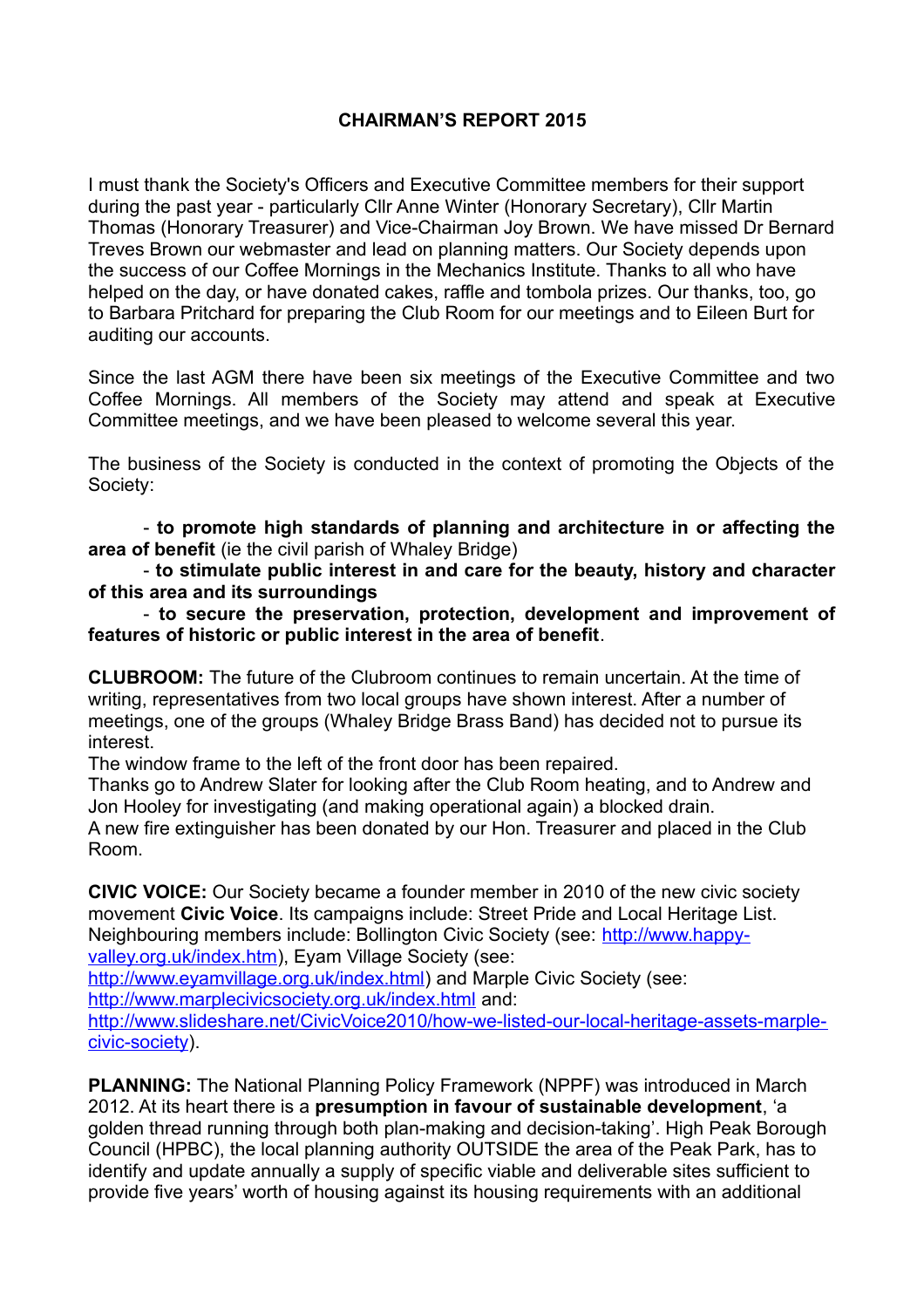# CHAIRMAN'S REPORT 2015

I must thank the Society's Officers and Executive Committee members for their support during the past year - particularly Cllr Anne Winter (Honorary Secretary), Cllr Martin Thomas (Honorary Treasurer) and Vice-Chairman Joy Brown. We have missed Dr Bernard Treves Brown our webmaster and lead on planning matters. Our Society depends upon the success of our Coffee Mornings in the Mechanics Institute. Thanks to all who have helped on the day, or have donated cakes, raffle and tombola prizes. Our thanks, too, go to Barbara Pritchard for preparing the Club Room for our meetings and to Eileen Burt for auditing our accounts.

Since the last AGM there have been six meetings of the Executive Committee and two Coffee Mornings. All members of the Society may attend and speak at Executive Committee meetings, and we have been pleased to welcome several this year.

The business of the Society is conducted in the context of promoting the Objects of the Society:

- **to promote high standards of planning and architecture in or affecting the area of benefit** (ie the civil parish of Whaley Bridge)
- **to stimulate public interest in and care for the beauty, history and character of this area and its surroundings**
- **to secure the preservation, protection, development and improvement of features of historic or public interest in the area of benefit**.

**CLUBROOM:** The future of the Clubroom continues to remain uncertain. At the time of writing, representatives from two local groups have shown interest. After a number of meetings, one of the groups (Whaley Bridge Brass Band) has decided not to pursue its interest.
The window frame to the left of the front door has been repaired.
Thanks go to Andrew Slater for looking after the Club Room heating, and to Andrew and Jon Hooley for investigating (and making operational again) a blocked drain.
A new fire extinguisher has been donated by our Hon. Treasurer and placed in the Club Room.

**CIVIC VOICE:** Our Society became a founder member in 2010 of the new civic society movement **Civic Voice**. Its campaigns include: Street Pride and Local Heritage List. Neighbouring members include: Bollington Civic Society (see: [http://www.happy-valley.org.uk/index.htm](http://www.happy-valley.org.uk/index.htm)), Eyam Village Society (see: [http://www.eyamvillage.org.uk/index.html](http://www.eyamvillage.org.uk/index.html)) and Marple Civic Society (see: [http://www.marplecivicsociety.org.uk/index.html](http://www.marplecivicsociety.org.uk/index.html) and: [http://www.slideshare.net/CivicVoice2010/how-we-listed-our-local-heritage-assets-marple-civic-society](http://www.slideshare.net/CivicVoice2010/how-we-listed-our-local-heritage-assets-marple-civic-society)).

**PLANNING:** The National Planning Policy Framework (NPPF) was introduced in March 2012. At its heart there is a **presumption in favour of sustainable development**, 'a golden thread running through both plan-making and decision-taking'. High Peak Borough Council (HPBC), the local planning authority OUTSIDE the area of the Peak Park, has to identify and update annually a supply of specific viable and deliverable sites sufficient to provide five years' worth of housing against its housing requirements with an additional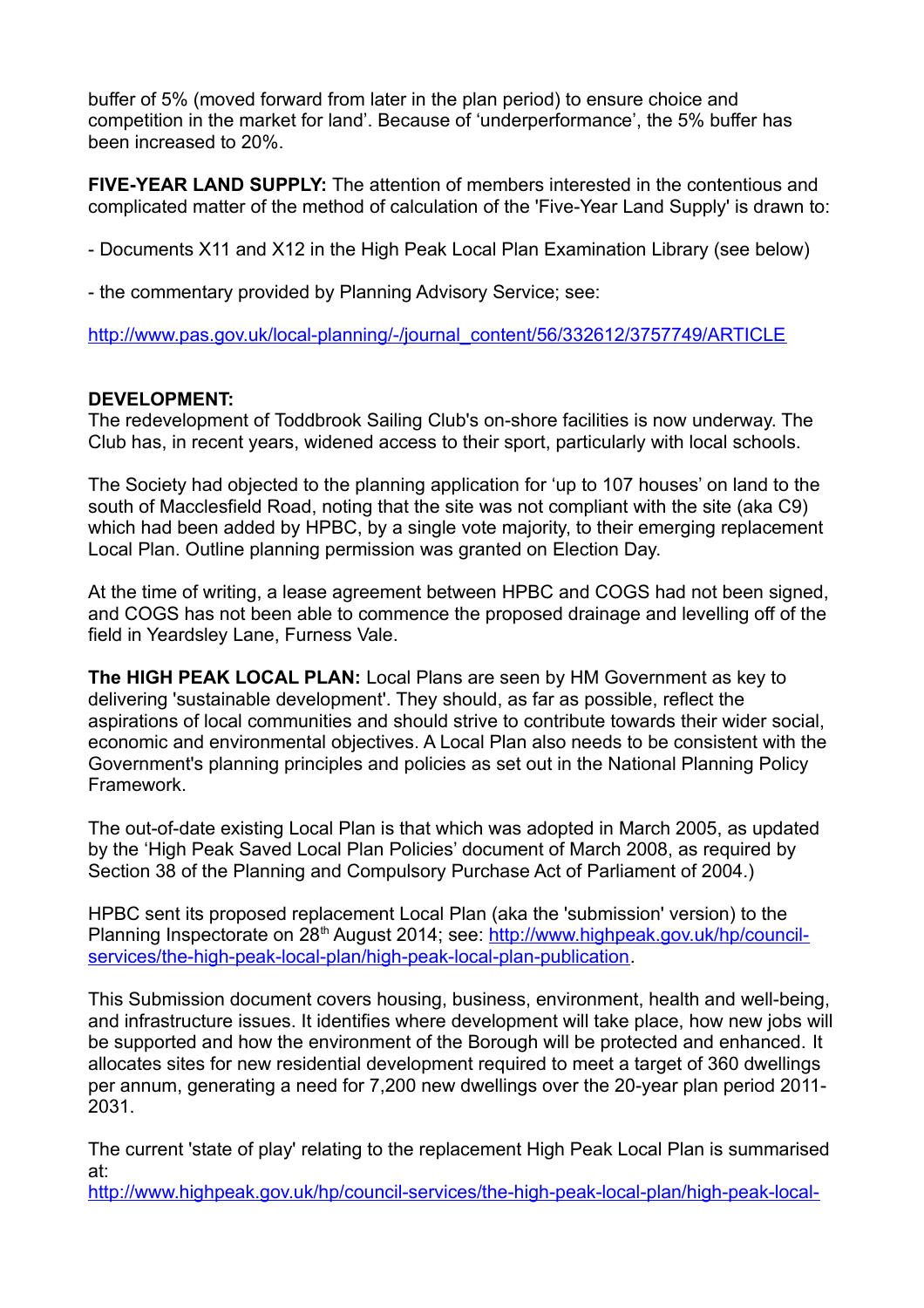buffer of 5% (moved forward from later in the plan period) to ensure choice and competition in the market for land'. Because of 'underperformance', the 5% buffer has been increased to 20%.

**FIVE-YEAR LAND SUPPLY:** The attention of members interested in the contentious and complicated matter of the method of calculation of the 'Five-Year Land Supply' is drawn to:

- Documents X11 and X12 in the High Peak Local Plan Examination Library (see below)

- the commentary provided by Planning Advisory Service; see:

http://www.pas.gov.uk/local-planning/-/journal_content/56/332612/3757749/ARTICLE

**DEVELOPMENT:**
The redevelopment of Toddbrook Sailing Club's on-shore facilities is now underway. The Club has, in recent years, widened access to their sport, particularly with local schools.

The Society had objected to the planning application for 'up to 107 houses' on land to the south of Macclesfield Road, noting that the site was not compliant with the site (aka C9) which had been added by HPBC, by a single vote majority, to their emerging replacement Local Plan. Outline planning permission was granted on Election Day.

At the time of writing, a lease agreement between HPBC and COGS had not been signed, and COGS has not been able to commence the proposed drainage and levelling off of the field in Yeardsley Lane, Furness Vale.

**The HIGH PEAK LOCAL PLAN:** Local Plans are seen by HM Government as key to delivering 'sustainable development'. They should, as far as possible, reflect the aspirations of local communities and should strive to contribute towards their wider social, economic and environmental objectives. A Local Plan also needs to be consistent with the Government's planning principles and policies as set out in the National Planning Policy Framework.

The out-of-date existing Local Plan is that which was adopted in March 2005, as updated by the 'High Peak Saved Local Plan Policies' document of March 2008, as required by Section 38 of the Planning and Compulsory Purchase Act of Parliament of 2004.)

HPBC sent its proposed replacement Local Plan (aka the 'submission' version) to the Planning Inspectorate on 28th August 2014; see: http://www.highpeak.gov.uk/hp/council-services/the-high-peak-local-plan/high-peak-local-plan-publication.

This Submission document covers housing, business, environment, health and well-being, and infrastructure issues. It identifies where development will take place, how new jobs will be supported and how the environment of the Borough will be protected and enhanced. It allocates sites for new residential development required to meet a target of 360 dwellings per annum, generating a need for 7,200 new dwellings over the 20-year plan period 2011-2031.

The current 'state of play' relating to the replacement High Peak Local Plan is summarised at:
http://www.highpeak.gov.uk/hp/council-services/the-high-peak-local-plan/high-peak-local-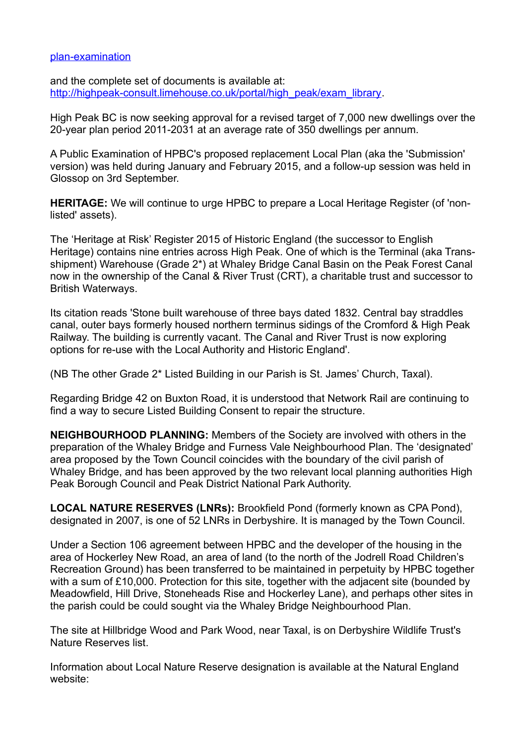[plan-examination](plan-examination)

and the complete set of documents is available at: [http://highpeak-consult.limehouse.co.uk/portal/high_peak/exam_library](http://highpeak-consult.limehouse.co.uk/portal/high_peak/exam_library).

High Peak BC is now seeking approval for a revised target of 7,000 new dwellings over the 20-year plan period 2011-2031 at an average rate of 350 dwellings per annum.

A Public Examination of HPBC's proposed replacement Local Plan (aka the 'Submission' version) was held during January and February 2015, and a follow-up session was held in Glossop on 3rd September.

**HERITAGE:** We will continue to urge HPBC to prepare a Local Heritage Register (of 'non-listed' assets).

The 'Heritage at Risk' Register 2015 of Historic England (the successor to English Heritage) contains nine entries across High Peak. One of which is the Terminal (aka Trans-shipment) Warehouse (Grade 2*) at Whaley Bridge Canal Basin on the Peak Forest Canal now in the ownership of the Canal & River Trust (CRT), a charitable trust and successor to British Waterways.

Its citation reads 'Stone built warehouse of three bays dated 1832. Central bay straddles canal, outer bays formerly housed northern terminus sidings of the Cromford & High Peak Railway. The building is currently vacant. The Canal and River Trust is now exploring options for re-use with the Local Authority and Historic England'.

(NB The other Grade 2* Listed Building in our Parish is St. James' Church, Taxal).

Regarding Bridge 42 on Buxton Road, it is understood that Network Rail are continuing to find a way to secure Listed Building Consent to repair the structure.

**NEIGHBOURHOOD PLANNING:** Members of the Society are involved with others in the preparation of the Whaley Bridge and Furness Vale Neighbourhood Plan. The 'designated' area proposed by the Town Council coincides with the boundary of the civil parish of Whaley Bridge, and has been approved by the two relevant local planning authorities High Peak Borough Council and Peak District National Park Authority.

**LOCAL NATURE RESERVES (LNRs):** Brookfield Pond (formerly known as CPA Pond), designated in 2007, is one of 52 LNRs in Derbyshire. It is managed by the Town Council.

Under a Section 106 agreement between HPBC and the developer of the housing in the area of Hockerley New Road, an area of land (to the north of the Jodrell Road Children's Recreation Ground) has been transferred to be maintained in perpetuity by HPBC together with a sum of £10,000. Protection for this site, together with the adjacent site (bounded by Meadowfield, Hill Drive, Stoneheads Rise and Hockerley Lane), and perhaps other sites in the parish could be could sought via the Whaley Bridge Neighbourhood Plan.

The site at Hillbridge Wood and Park Wood, near Taxal, is on Derbyshire Wildlife Trust's Nature Reserves list.

Information about Local Nature Reserve designation is available at the Natural England website: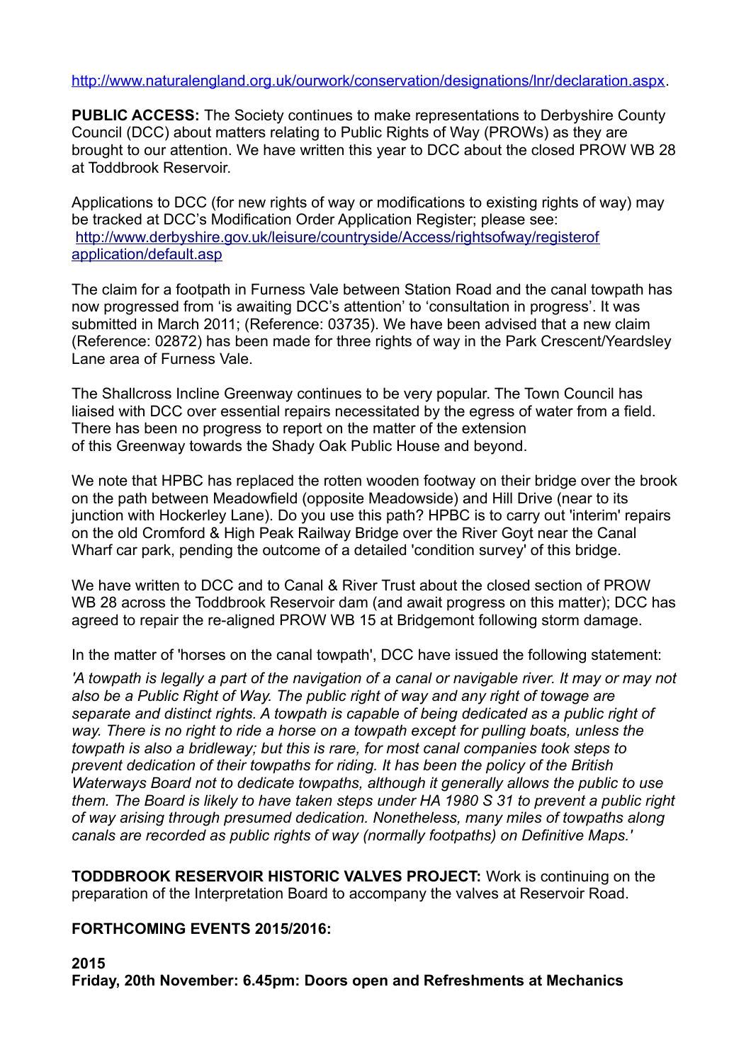http://www.naturalengland.org.uk/ourwork/conservation/designations/lnr/declaration.aspx.

**PUBLIC ACCESS:** The Society continues to make representations to Derbyshire County Council (DCC) about matters relating to Public Rights of Way (PROWs) as they are brought to our attention. We have written this year to DCC about the closed PROW WB 28 at Toddbrook Reservoir.

Applications to DCC (for new rights of way or modifications to existing rights of way) may be tracked at DCC's Modification Order Application Register; please see: http://www.derbyshire.gov.uk/leisure/countryside/Access/rightsofway/registerof application/default.asp

The claim for a footpath in Furness Vale between Station Road and the canal towpath has now progressed from 'is awaiting DCC's attention' to 'consultation in progress'. It was submitted in March 2011; (Reference: 03735). We have been advised that a new claim (Reference: 02872) has been made for three rights of way in the Park Crescent/Yeardsley Lane area of Furness Vale.

The Shallcross Incline Greenway continues to be very popular. The Town Council has liaised with DCC over essential repairs necessitated by the egress of water from a field. There has been no progress to report on the matter of the extension of this Greenway towards the Shady Oak Public House and beyond.

We note that HPBC has replaced the rotten wooden footway on their bridge over the brook on the path between Meadowfield (opposite Meadowside) and Hill Drive (near to its junction with Hockerley Lane). Do you use this path? HPBC is to carry out 'interim' repairs on the old Cromford & High Peak Railway Bridge over the River Goyt near the Canal Wharf car park, pending the outcome of a detailed 'condition survey' of this bridge.

We have written to DCC and to Canal & River Trust about the closed section of PROW WB 28 across the Toddbrook Reservoir dam (and await progress on this matter); DCC has agreed to repair the re-aligned PROW WB 15 at Bridgemont following storm damage.

In the matter of 'horses on the canal towpath', DCC have issued the following statement:

*'A towpath is legally a part of the navigation of a canal or navigable river. It may or may not also be a Public Right of Way. The public right of way and any right of towage are separate and distinct rights. A towpath is capable of being dedicated as a public right of way. There is no right to ride a horse on a towpath except for pulling boats, unless the towpath is also a bridleway; but this is rare, for most canal companies took steps to prevent dedication of their towpaths for riding. It has been the policy of the British Waterways Board not to dedicate towpaths, although it generally allows the public to use them. The Board is likely to have taken steps under HA 1980 S 31 to prevent a public right of way arising through presumed dedication. Nonetheless, many miles of towpaths along canals are recorded as public rights of way (normally footpaths) on Definitive Maps.'*

**TODDBROOK RESERVOIR HISTORIC VALVES PROJECT:** Work is continuing on the preparation of the Interpretation Board to accompany the valves at Reservoir Road.

**FORTHCOMING EVENTS 2015/2016:**

**2015**

**Friday, 20th November: 6.45pm: Doors open and Refreshments at Mechanics**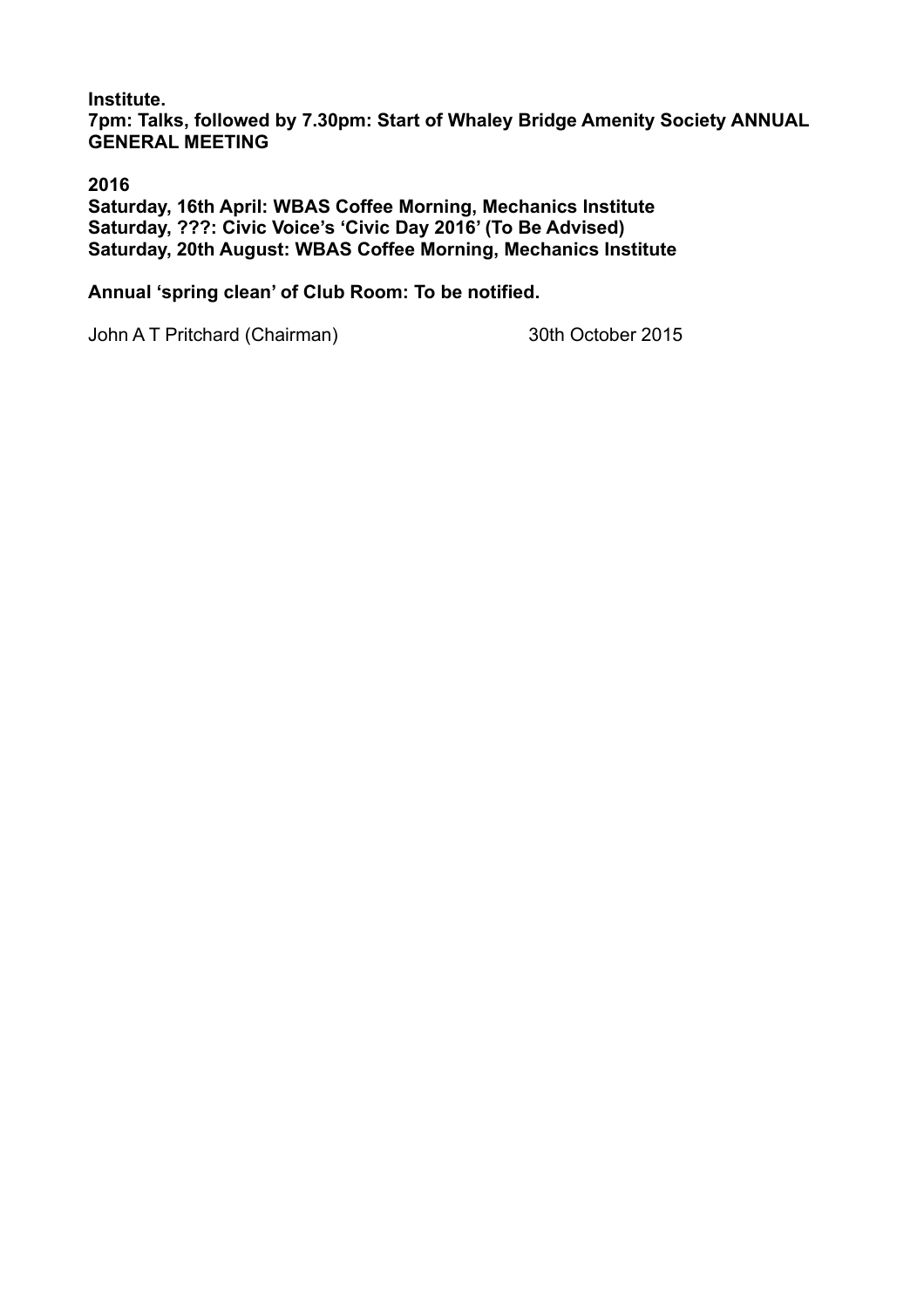**Institute.**
**7pm: Talks, followed by 7.30pm: Start of Whaley Bridge Amenity Society ANNUAL GENERAL MEETING**

**2016**

**Saturday, 16th April: WBAS Coffee Morning, Mechanics Institute**
**Saturday, ???: Civic Voice's 'Civic Day 2016' (To Be Advised)**
**Saturday, 20th August: WBAS Coffee Morning, Mechanics Institute**

**Annual 'spring clean' of Club Room: To be notified.**

John A T Pritchard (Chairman)                30th October 2015